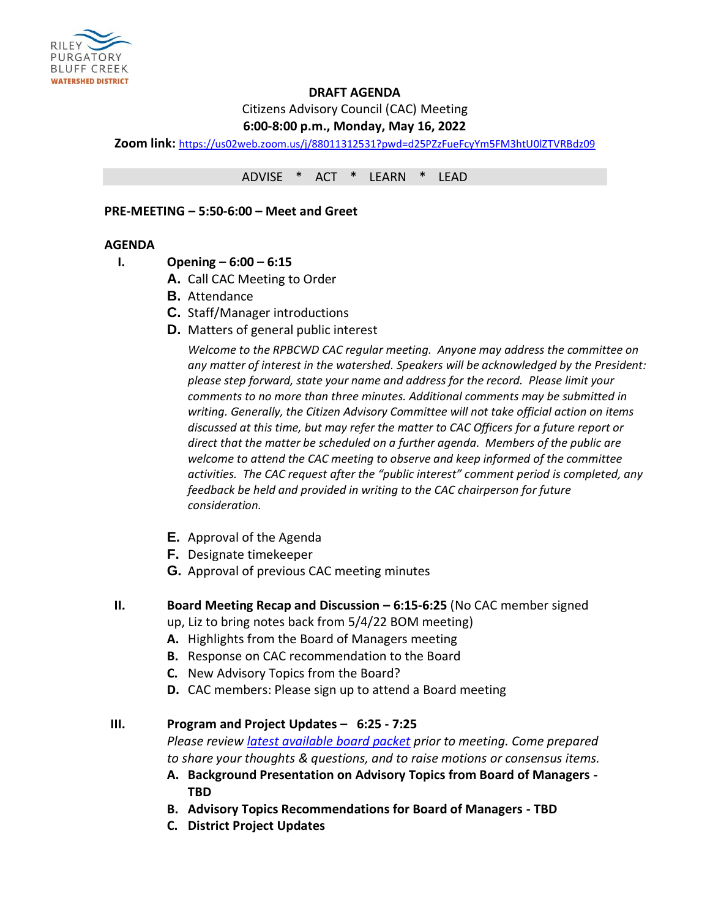RILEY PURGATORY BLUFF CREEK WATERSHED DISTRICT

# DRAFT AGENDA

Citizens Advisory Council (CAC) Meeting

**6:00-8:00 p.m., Monday, May 16, 2022**

**Zoom link:** https://us02web.zoom.us/j/88011312531?pwd=d25PZzFueFcyYm5FM3htU0lZTVRBdz09

ADVISE * ACT * LEARN * LEAD

**PRE-MEETING – 5:50-6:00 – Meet and Greet**

**AGENDA**

I. **Opening – 6:00 – 6:15**
   - **A.** Call CAC Meeting to Order
   - **B.** Attendance
   - **C.** Staff/Manager introductions
   - **D.** Matters of general public interest

     *Welcome to the RPBCWD CAC regular meeting. Anyone may address the committee on any matter of interest in the watershed. Speakers will be acknowledged by the President: please step forward, state your name and address for the record. Please limit your comments to no more than three minutes. Additional comments may be submitted in writing. Generally, the Citizen Advisory Committee will not take official action on items discussed at this time, but may refer the matter to CAC Officers for a future report or direct that the matter be scheduled on a further agenda. Members of the public are welcome to attend the CAC meeting to observe and keep informed of the committee activities. The CAC request after the "public interest" comment period is completed, any feedback be held and provided in writing to the CAC chairperson for future consideration.*

   - **E.** Approval of the Agenda
   - **F.** Designate timekeeper
   - **G.** Approval of previous CAC meeting minutes

II. **Board Meeting Recap and Discussion – 6:15-6:25** (No CAC member signed up, Liz to bring notes back from 5/4/22 BOM meeting)
   - **A.** Highlights from the Board of Managers meeting
   - **B.** Response on CAC recommendation to the Board
   - **C.** New Advisory Topics from the Board?
   - **D.** CAC members: Please sign up to attend a Board meeting

III. **Program and Project Updates – 6:25 - 7:25**

   *Please review latest available board packet prior to meeting. Come prepared to share your thoughts & questions, and to raise motions or consensus items.*
   - **A. Background Presentation on Advisory Topics from Board of Managers - TBD**
   - **B. Advisory Topics Recommendations for Board of Managers - TBD**
   - **C. District Project Updates**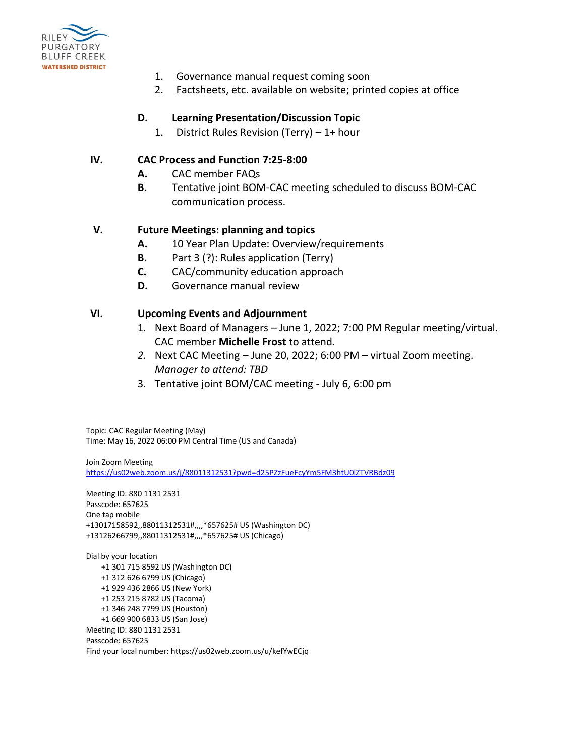1. Governance manual request coming soon
2. Factsheets, etc. available on website; printed copies at office

**D. Learning Presentation/Discussion Topic**

1. District Rules Revision (Terry) – 1+ hour

## IV. CAC Process and Function 7:25-8:00

**A.** CAC member FAQs

**B.** Tentative joint BOM-CAC meeting scheduled to discuss BOM-CAC communication process.

## V. Future Meetings: planning and topics

**A.** 10 Year Plan Update: Overview/requirements

**B.** Part 3 (?): Rules application (Terry)

**C.** CAC/community education approach

**D.** Governance manual review

## VI. Upcoming Events and Adjournment

1. Next Board of Managers – June 1, 2022; 7:00 PM Regular meeting/virtual. CAC member **Michelle Frost** to attend.
2. Next CAC Meeting – June 20, 2022; 6:00 PM – virtual Zoom meeting. *Manager to attend: TBD*
3. Tentative joint BOM/CAC meeting - July 6, 6:00 pm

Topic: CAC Regular Meeting (May)
Time: May 16, 2022 06:00 PM Central Time (US and Canada)

Join Zoom Meeting
https://us02web.zoom.us/j/88011312531?pwd=d25PZzFueFcyYm5FM3htU0lZTVRBdz09

Meeting ID: 880 1131 2531
Passcode: 657625
One tap mobile
+13017158592,,88011312531#,,,,*657625# US (Washington DC)
+13126266799,,88011312531#,,,,*657625# US (Chicago)

Dial by your location
+1 301 715 8592 US (Washington DC)
+1 312 626 6799 US (Chicago)
+1 929 436 2866 US (New York)
+1 253 215 8782 US (Tacoma)
+1 346 248 7799 US (Houston)
+1 669 900 6833 US (San Jose)
Meeting ID: 880 1131 2531
Passcode: 657625
Find your local number: https://us02web.zoom.us/u/kefYwECjq